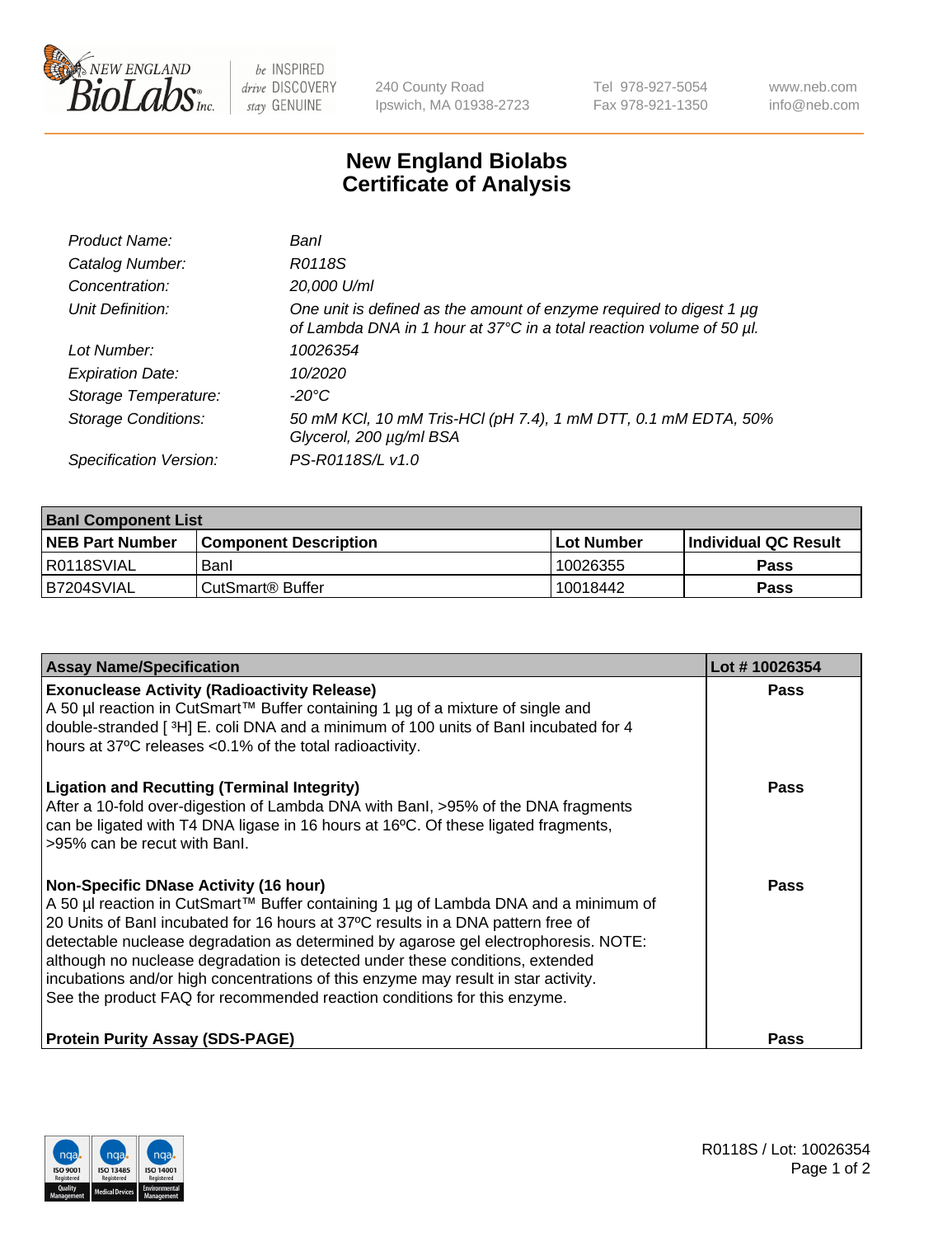# New England Biolabs
## Certificate of Analysis

| | |
|---|---|
| *Product Name:* | *BanI* |
| *Catalog Number:* | *R0118S* |
| *Concentration:* | *20,000 U/ml* |
| *Unit Definition:* | *One unit is defined as the amount of enzyme required to digest 1 µg of Lambda DNA in 1 hour at 37°C in a total reaction volume of 50 µl.* |
| *Lot Number:* | *10026354* |
| *Expiration Date:* | *10/2020* |
| *Storage Temperature:* | *-20°C* |
| *Storage Conditions:* | *50 mM KCl, 10 mM Tris-HCl (pH 7.4), 1 mM DTT, 0.1 mM EDTA, 50% Glycerol, 200 µg/ml BSA* |
| *Specification Version:* | *PS-R0118S/L v1.0* |

| BanI Component List | | | |
|---|---|---|---|
| **NEB Part Number** | **Component Description** | **Lot Number** | **Individual QC Result** |
| R0118SVIAL | BanI | 10026355 | **Pass** |
| B7204SVIAL | CutSmart® Buffer | 10018442 | **Pass** |

| Assay Name/Specification | Lot # 10026354 |
|---|---|
| **Exonuclease Activity (Radioactivity Release)**<br>A 50 µl reaction in CutSmart™ Buffer containing 1 µg of a mixture of single and double-stranded [ $^3$H] E. coli DNA and a minimum of 100 units of BanI incubated for 4 hours at 37ºC releases <0.1% of the total radioactivity. | **Pass** |
| **Ligation and Recutting (Terminal Integrity)**<br>After a 10-fold over-digestion of Lambda DNA with BanI, >95% of the DNA fragments can be ligated with T4 DNA ligase in 16 hours at 16ºC. Of these ligated fragments, >95% can be recut with BanI. | **Pass** |
| **Non-Specific DNase Activity (16 hour)**<br>A 50 µl reaction in CutSmart™ Buffer containing 1 µg of Lambda DNA and a minimum of 20 Units of BanI incubated for 16 hours at 37ºC results in a DNA pattern free of detectable nuclease degradation as determined by agarose gel electrophoresis. NOTE: although no nuclease degradation is detected under these conditions, extended incubations and/or high concentrations of this enzyme may result in star activity. See the product FAQ for recommended reaction conditions for this enzyme. | **Pass** |
| **Protein Purity Assay (SDS-PAGE)** | **Pass** |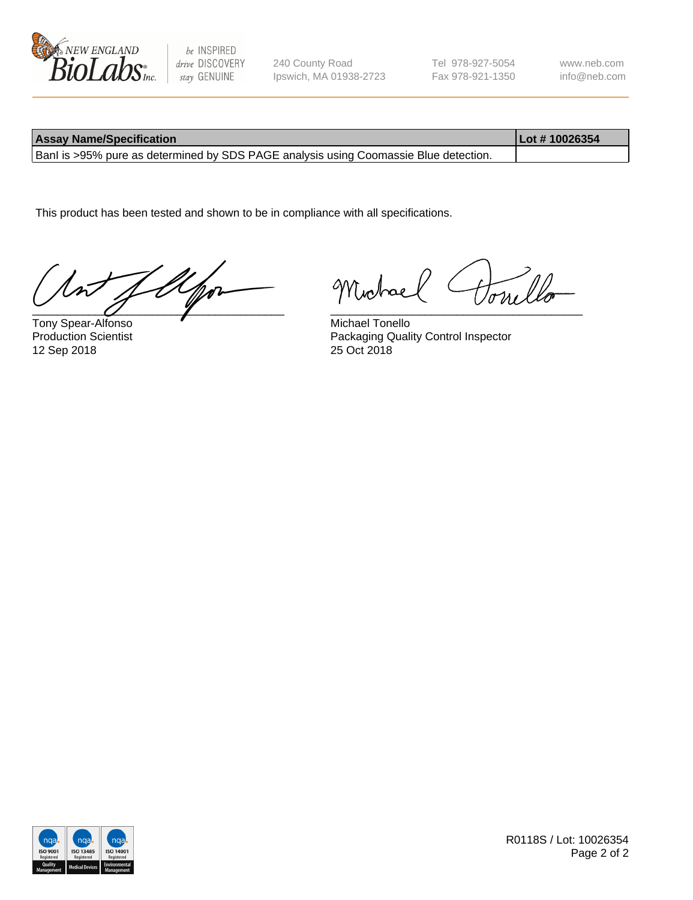| Assay Name/Specification | Lot # 10026354 |
|---|---|
| BanI is >95% pure as determined by SDS PAGE analysis using Coomassie Blue detection. | |

This product has been tested and shown to be in compliance with all specifications.

Tony Spear-Alfonso
Production Scientist
12 Sep 2018

Michael Tonello
Packaging Quality Control Inspector
25 Oct 2018

R0118S / Lot: 10026354